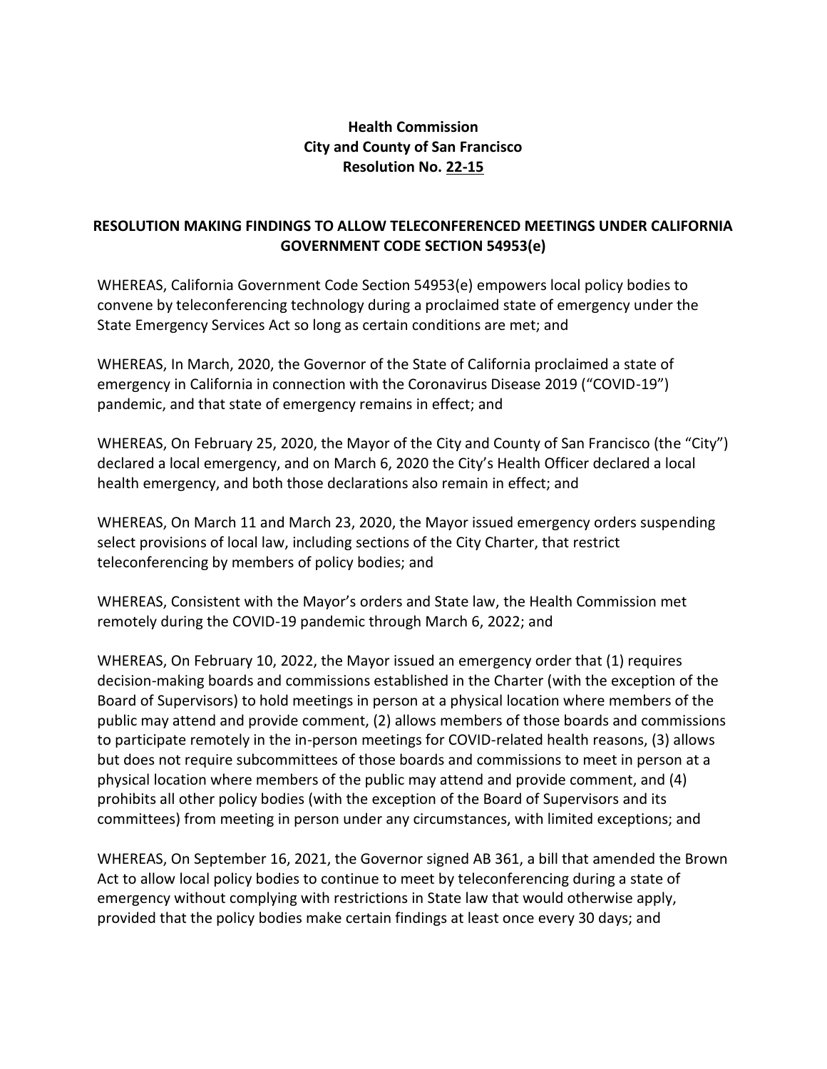**Health Commission**
**City and County of San Francisco**
**Resolution No. 22-15**

## RESOLUTION MAKING FINDINGS TO ALLOW TELECONFERENCED MEETINGS UNDER CALIFORNIA GOVERNMENT CODE SECTION 54953(e)

WHEREAS, California Government Code Section 54953(e) empowers local policy bodies to convene by teleconferencing technology during a proclaimed state of emergency under the State Emergency Services Act so long as certain conditions are met; and

WHEREAS, In March, 2020, the Governor of the State of California proclaimed a state of emergency in California in connection with the Coronavirus Disease 2019 ("COVID-19") pandemic, and that state of emergency remains in effect; and

WHEREAS, On February 25, 2020, the Mayor of the City and County of San Francisco (the "City") declared a local emergency, and on March 6, 2020 the City's Health Officer declared a local health emergency, and both those declarations also remain in effect; and

WHEREAS, On March 11 and March 23, 2020, the Mayor issued emergency orders suspending select provisions of local law, including sections of the City Charter, that restrict teleconferencing by members of policy bodies; and

WHEREAS, Consistent with the Mayor's orders and State law, the Health Commission met remotely during the COVID-19 pandemic through March 6, 2022; and

WHEREAS, On February 10, 2022, the Mayor issued an emergency order that (1) requires decision-making boards and commissions established in the Charter (with the exception of the Board of Supervisors) to hold meetings in person at a physical location where members of the public may attend and provide comment, (2) allows members of those boards and commissions to participate remotely in the in-person meetings for COVID-related health reasons, (3) allows but does not require subcommittees of those boards and commissions to meet in person at a physical location where members of the public may attend and provide comment, and (4) prohibits all other policy bodies (with the exception of the Board of Supervisors and its committees) from meeting in person under any circumstances, with limited exceptions; and

WHEREAS, On September 16, 2021, the Governor signed AB 361, a bill that amended the Brown Act to allow local policy bodies to continue to meet by teleconferencing during a state of emergency without complying with restrictions in State law that would otherwise apply, provided that the policy bodies make certain findings at least once every 30 days; and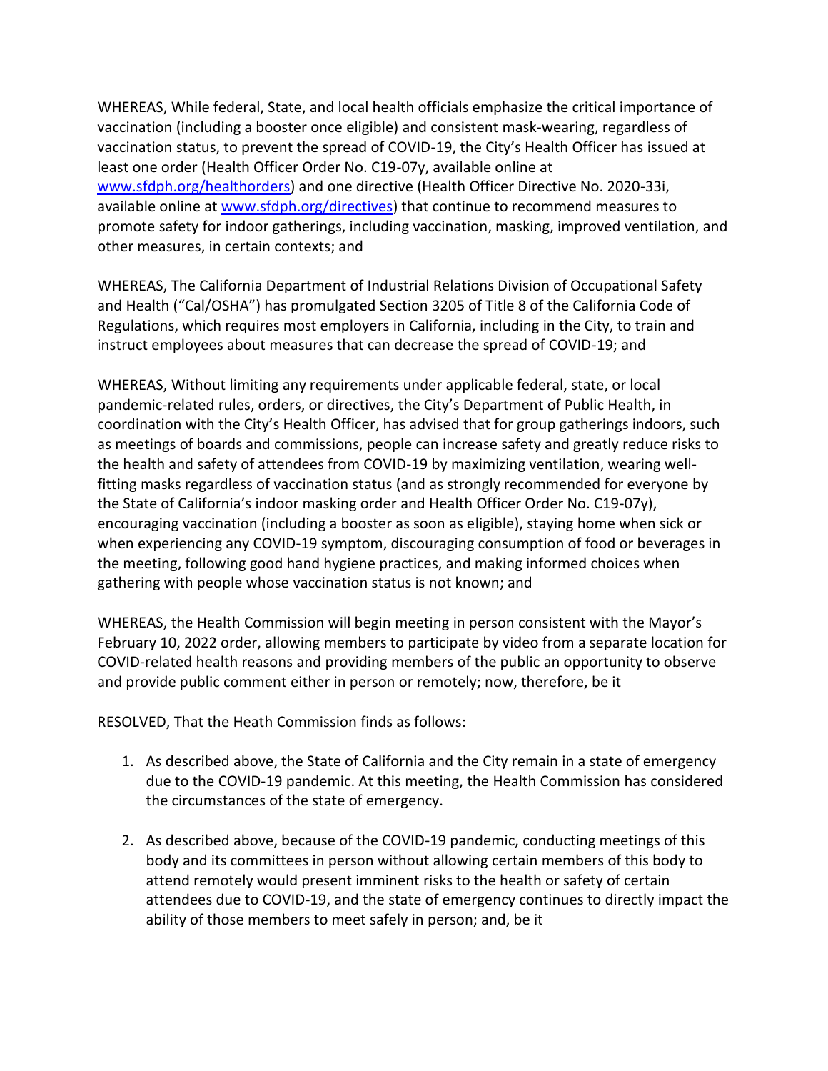WHEREAS, While federal, State, and local health officials emphasize the critical importance of vaccination (including a booster once eligible) and consistent mask-wearing, regardless of vaccination status, to prevent the spread of COVID-19, the City's Health Officer has issued at least one order (Health Officer Order No. C19-07y, available online at www.sfdph.org/healthorders) and one directive (Health Officer Directive No. 2020-33i, available online at www.sfdph.org/directives) that continue to recommend measures to promote safety for indoor gatherings, including vaccination, masking, improved ventilation, and other measures, in certain contexts; and

WHEREAS, The California Department of Industrial Relations Division of Occupational Safety and Health ("Cal/OSHA") has promulgated Section 3205 of Title 8 of the California Code of Regulations, which requires most employers in California, including in the City, to train and instruct employees about measures that can decrease the spread of COVID-19; and

WHEREAS, Without limiting any requirements under applicable federal, state, or local pandemic-related rules, orders, or directives, the City's Department of Public Health, in coordination with the City's Health Officer, has advised that for group gatherings indoors, such as meetings of boards and commissions, people can increase safety and greatly reduce risks to the health and safety of attendees from COVID-19 by maximizing ventilation, wearing well-fitting masks regardless of vaccination status (and as strongly recommended for everyone by the State of California's indoor masking order and Health Officer Order No. C19-07y), encouraging vaccination (including a booster as soon as eligible), staying home when sick or when experiencing any COVID-19 symptom, discouraging consumption of food or beverages in the meeting, following good hand hygiene practices, and making informed choices when gathering with people whose vaccination status is not known; and

WHEREAS, the Health Commission will begin meeting in person consistent with the Mayor's February 10, 2022 order, allowing members to participate by video from a separate location for COVID-related health reasons and providing members of the public an opportunity to observe and provide public comment either in person or remotely; now, therefore, be it

RESOLVED, That the Heath Commission finds as follows:

1. As described above, the State of California and the City remain in a state of emergency due to the COVID-19 pandemic. At this meeting, the Health Commission has considered the circumstances of the state of emergency.

2. As described above, because of the COVID-19 pandemic, conducting meetings of this body and its committees in person without allowing certain members of this body to attend remotely would present imminent risks to the health or safety of certain attendees due to COVID-19, and the state of emergency continues to directly impact the ability of those members to meet safely in person; and, be it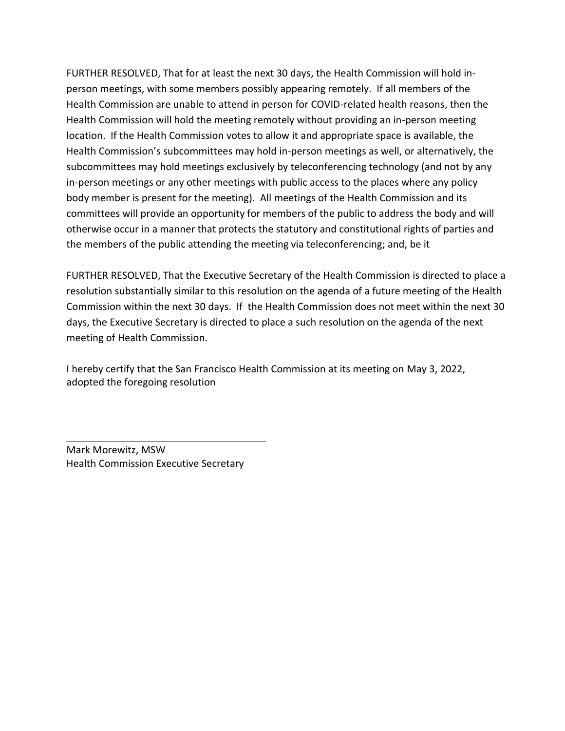FURTHER RESOLVED, That for at least the next 30 days, the Health Commission will hold in-person meetings, with some members possibly appearing remotely. If all members of the Health Commission are unable to attend in person for COVID-related health reasons, then the Health Commission will hold the meeting remotely without providing an in-person meeting location. If the Health Commission votes to allow it and appropriate space is available, the Health Commission's subcommittees may hold in-person meetings as well, or alternatively, the subcommittees may hold meetings exclusively by teleconferencing technology (and not by any in-person meetings or any other meetings with public access to the places where any policy body member is present for the meeting). All meetings of the Health Commission and its committees will provide an opportunity for members of the public to address the body and will otherwise occur in a manner that protects the statutory and constitutional rights of parties and the members of the public attending the meeting via teleconferencing; and, be it

FURTHER RESOLVED, That the Executive Secretary of the Health Commission is directed to place a resolution substantially similar to this resolution on the agenda of a future meeting of the Health Commission within the next 30 days. If the Health Commission does not meet within the next 30 days, the Executive Secretary is directed to place a such resolution on the agenda of the next meeting of Health Commission.

I hereby certify that the San Francisco Health Commission at its meeting on May 3, 2022, adopted the foregoing resolution

_______________________________

Mark Morewitz, MSW
Health Commission Executive Secretary